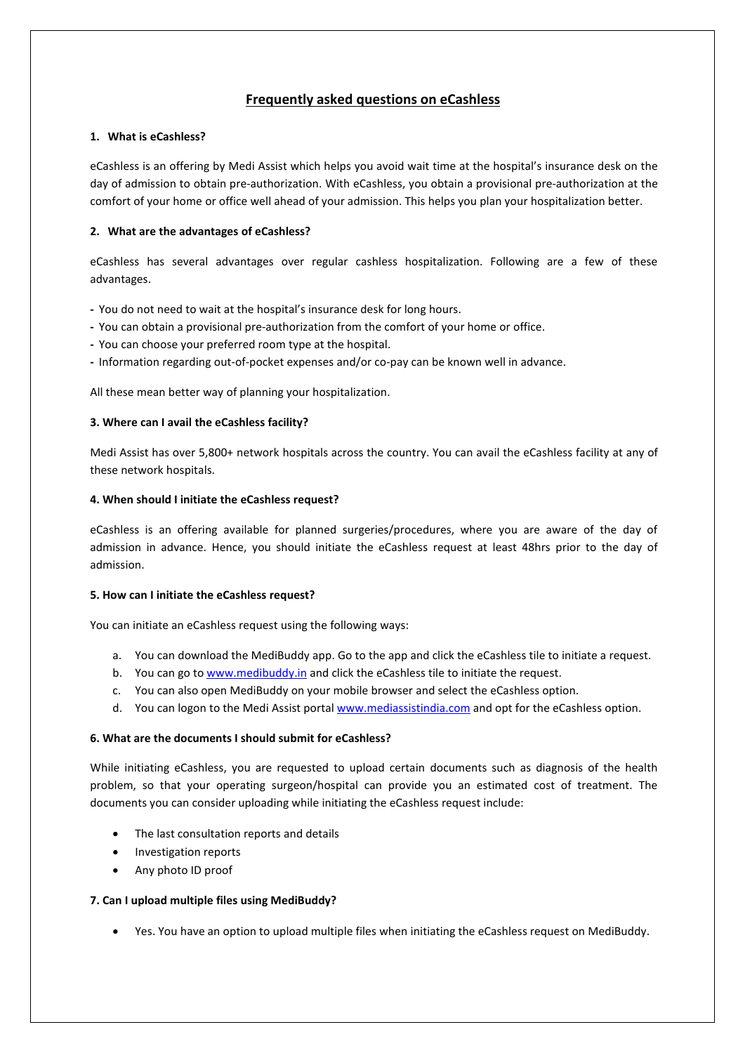# Frequently asked questions on eCashless

### 1. What is eCashless?

eCashless is an offering by Medi Assist which helps you avoid wait time at the hospital's insurance desk on the day of admission to obtain pre-authorization. With eCashless, you obtain a provisional pre-authorization at the comfort of your home or office well ahead of your admission. This helps you plan your hospitalization better.

### 2. What are the advantages of eCashless?

eCashless has several advantages over regular cashless hospitalization. Following are a few of these advantages.

- You do not need to wait at the hospital's insurance desk for long hours.
- You can obtain a provisional pre-authorization from the comfort of your home or office.
- You can choose your preferred room type at the hospital.
- Information regarding out-of-pocket expenses and/or co-pay can be known well in advance.

All these mean better way of planning your hospitalization.

### 3. Where can I avail the eCashless facility?

Medi Assist has over 5,800+ network hospitals across the country. You can avail the eCashless facility at any of these network hospitals.

### 4. When should I initiate the eCashless request?

eCashless is an offering available for planned surgeries/procedures, where you are aware of the day of admission in advance. Hence, you should initiate the eCashless request at least 48hrs prior to the day of admission.

### 5. How can I initiate the eCashless request?

You can initiate an eCashless request using the following ways:

a. You can download the MediBuddy app. Go to the app and click the eCashless tile to initiate a request.
b. You can go to [www.medibuddy.in](http://www.medibuddy.in) and click the eCashless tile to initiate the request.
c. You can also open MediBuddy on your mobile browser and select the eCashless option.
d. You can logon to the Medi Assist portal [www.mediassistindia.com](http://www.mediassistindia.com) and opt for the eCashless option.

### 6. What are the documents I should submit for eCashless?

While initiating eCashless, you are requested to upload certain documents such as diagnosis of the health problem, so that your operating surgeon/hospital can provide you an estimated cost of treatment. The documents you can consider uploading while initiating the eCashless request include:

- The last consultation reports and details
- Investigation reports
- Any photo ID proof

### 7. Can I upload multiple files using MediBuddy?

- Yes. You have an option to upload multiple files when initiating the eCashless request on MediBuddy.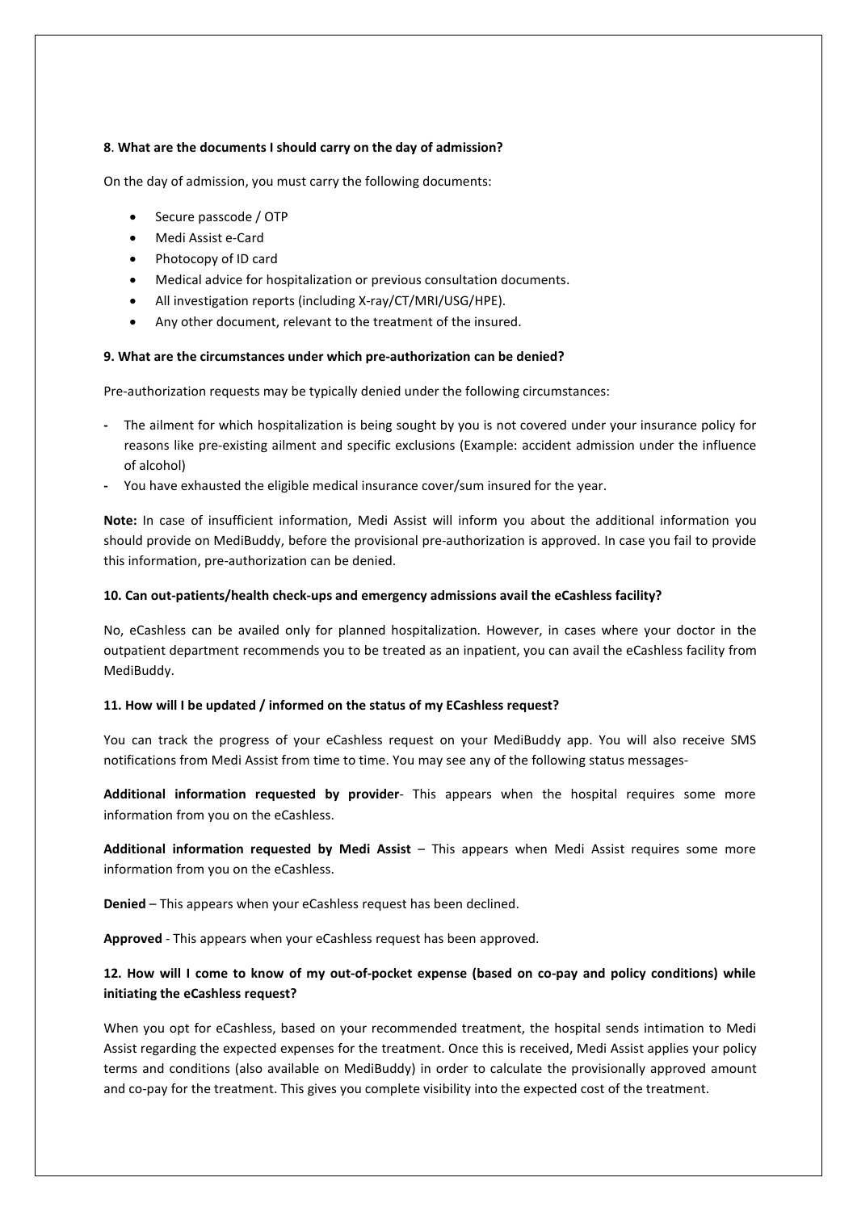**8**. **What are the documents I should carry on the day of admission?**

On the day of admission, you must carry the following documents:

- Secure passcode / OTP
- Medi Assist e-Card
- Photocopy of ID card
- Medical advice for hospitalization or previous consultation documents.
- All investigation reports (including X-ray/CT/MRI/USG/HPE).
- Any other document, relevant to the treatment of the insured.

**9. What are the circumstances under which pre-authorization can be denied?**

Pre-authorization requests may be typically denied under the following circumstances:

- The ailment for which hospitalization is being sought by you is not covered under your insurance policy for reasons like pre-existing ailment and specific exclusions (Example: accident admission under the influence of alcohol)
- You have exhausted the eligible medical insurance cover/sum insured for the year.

**Note:** In case of insufficient information, Medi Assist will inform you about the additional information you should provide on MediBuddy, before the provisional pre-authorization is approved. In case you fail to provide this information, pre-authorization can be denied.

**10. Can out-patients/health check-ups and emergency admissions avail the eCashless facility?**

No, eCashless can be availed only for planned hospitalization. However, in cases where your doctor in the outpatient department recommends you to be treated as an inpatient, you can avail the eCashless facility from MediBuddy.

**11. How will I be updated / informed on the status of my ECashless request?**

You can track the progress of your eCashless request on your MediBuddy app. You will also receive SMS notifications from Medi Assist from time to time. You may see any of the following status messages-

**Additional information requested by provider**- This appears when the hospital requires some more information from you on the eCashless.

**Additional information requested by Medi Assist** – This appears when Medi Assist requires some more information from you on the eCashless.

**Denied** – This appears when your eCashless request has been declined.

**Approved** - This appears when your eCashless request has been approved.

**12. How will I come to know of my out-of-pocket expense (based on co-pay and policy conditions) while initiating the eCashless request?**

When you opt for eCashless, based on your recommended treatment, the hospital sends intimation to Medi Assist regarding the expected expenses for the treatment. Once this is received, Medi Assist applies your policy terms and conditions (also available on MediBuddy) in order to calculate the provisionally approved amount and co-pay for the treatment. This gives you complete visibility into the expected cost of the treatment.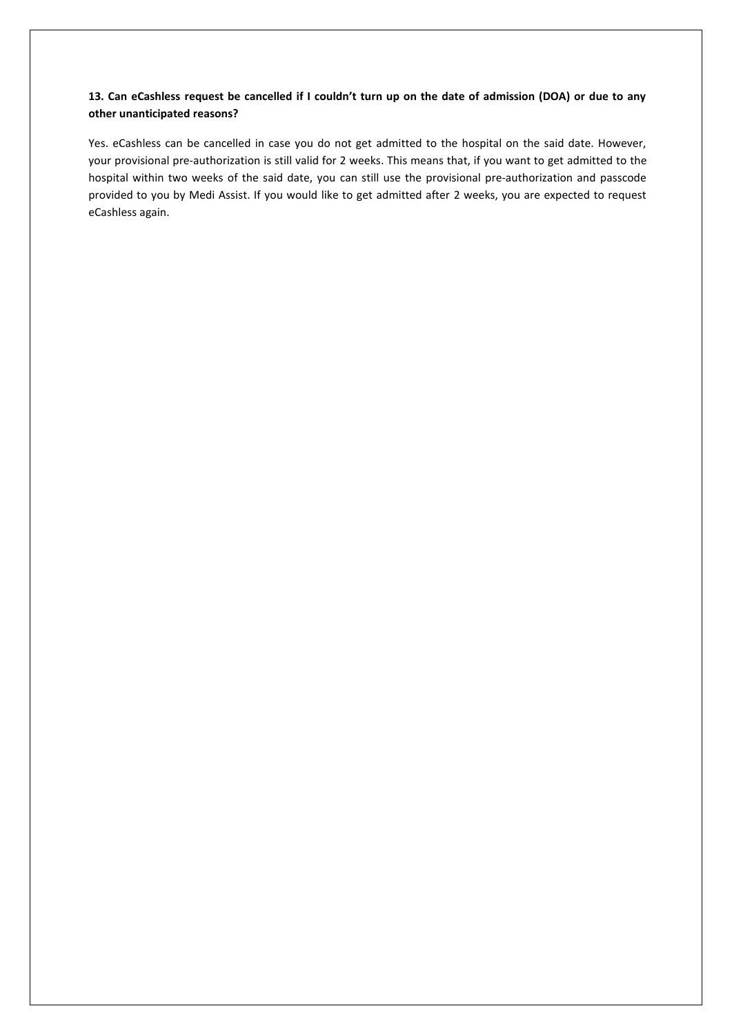**13. Can eCashless request be cancelled if I couldn't turn up on the date of admission (DOA) or due to any other unanticipated reasons?**

Yes. eCashless can be cancelled in case you do not get admitted to the hospital on the said date. However, your provisional pre-authorization is still valid for 2 weeks. This means that, if you want to get admitted to the hospital within two weeks of the said date, you can still use the provisional pre-authorization and passcode provided to you by Medi Assist. If you would like to get admitted after 2 weeks, you are expected to request eCashless again.